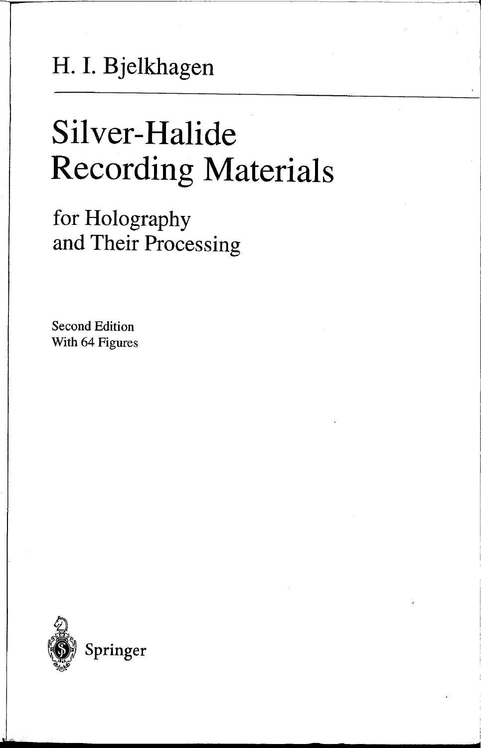H. I. Bjelkhagen

# Silver-Halide Recording Materials

## for Holography and Their Processing

Second Edition
With 64 Figures

Springer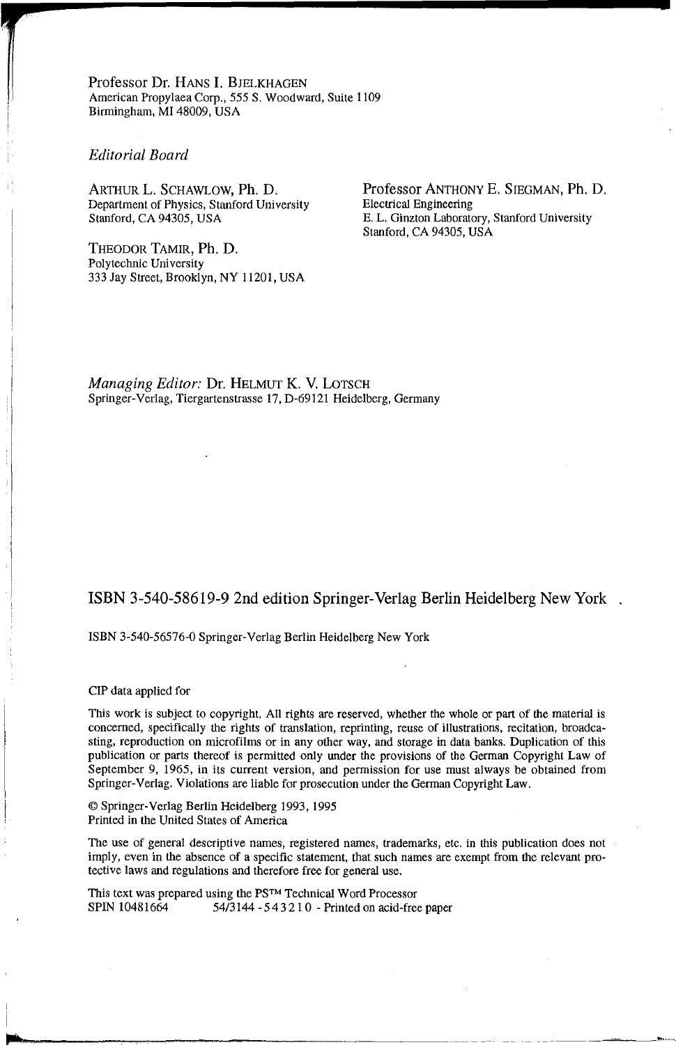Professor Dr. HANS I. BJELKHAGEN
American Propylaea Corp., 555 S. Woodward, Suite 1109
Birmingham, MI 48009, USA

*Editorial Board*

ARTHUR L. SCHAWLOW, Ph. D.
Department of Physics, Stanford University
Stanford, CA 94305, USA

Professor ANTHONY E. SIEGMAN, Ph. D.
Electrical Engineering
E. L. Ginzton Laboratory, Stanford University
Stanford, CA 94305, USA

THEODOR TAMIR, Ph. D.
Polytechnic University
333 Jay Street, Brooklyn, NY 11201, USA

*Managing Editor:* Dr. HELMUT K. V. LOTSCH
Springer-Verlag, Tiergartenstrasse 17, D-69121 Heidelberg, Germany

ISBN 3-540-58619-9 2nd edition Springer-Verlag Berlin Heidelberg New York

ISBN 3-540-56576-0 Springer-Verlag Berlin Heidelberg New York

CIP data applied for

This work is subject to copyright. All rights are reserved, whether the whole or part of the material is concerned, specifically the rights of translation, reprinting, reuse of illustrations, recitation, broadcasting, reproduction on microfilms or in any other way, and storage in data banks. Duplication of this publication or parts thereof is permitted only under the provisions of the German Copyright Law of September 9, 1965, in its current version, and permission for use must always be obtained from Springer-Verlag. Violations are liable for prosecution under the German Copyright Law.

© Springer-Verlag Berlin Heidelberg 1993, 1995
Printed in the United States of America

The use of general descriptive names, registered names, trademarks, etc. in this publication does not imply, even in the absence of a specific statement, that such names are exempt from the relevant protective laws and regulations and therefore free for general use.

This text was prepared using the PS™ Technical Word Processor
SPIN 10481664 54/3144 - 5 4 3 2 1 0 - Printed on acid-free paper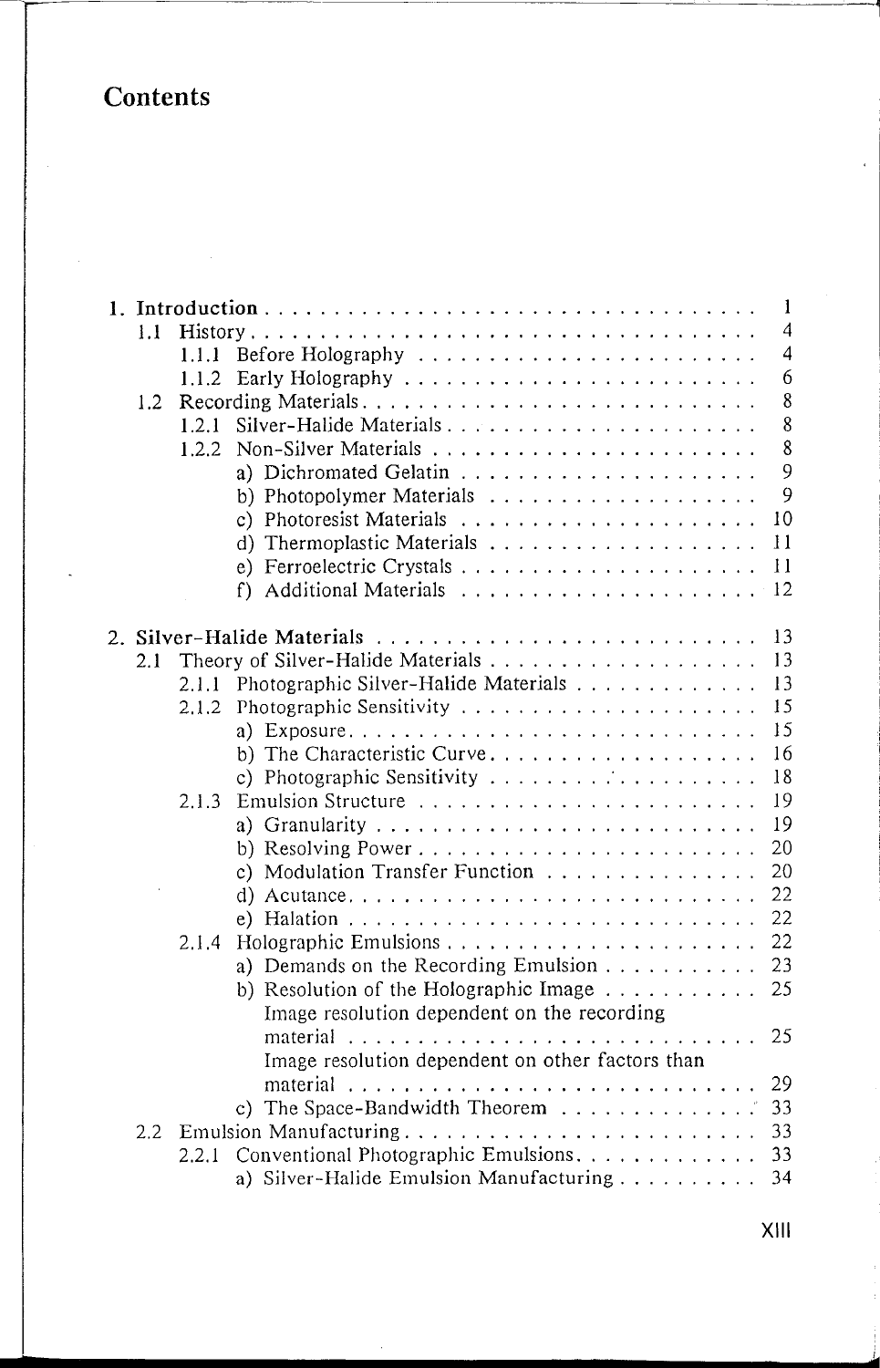# Contents

**1. Introduction** . . . . . . . . . . . . . . . . . . . . . . . . . . . . . . . . . . . 1

1.1 History . . . . . . . . . . . . . . . . . . . . . . . . . . . . . . . . . . . . 4

1.1.1 Before Holography . . . . . . . . . . . . . . . . . . . . . . . . 4

1.1.2 Early Holography . . . . . . . . . . . . . . . . . . . . . . . . . 6

1.2 Recording Materials . . . . . . . . . . . . . . . . . . . . . . . . . . . 8

1.2.1 Silver-Halide Materials . . . . . . . . . . . . . . . . . . . . . 8

1.2.2 Non-Silver Materials . . . . . . . . . . . . . . . . . . . . . . 8

a) Dichromated Gelatin . . . . . . . . . . . . . . . . . . . . . 9

b) Photopolymer Materials . . . . . . . . . . . . . . . . . . . 9

c) Photoresist Materials . . . . . . . . . . . . . . . . . . . . . 10

d) Thermoplastic Materials . . . . . . . . . . . . . . . . . . . 11

e) Ferroelectric Crystals . . . . . . . . . . . . . . . . . . . . . 11

f) Additional Materials . . . . . . . . . . . . . . . . . . . . . 12

**2. Silver-Halide Materials** . . . . . . . . . . . . . . . . . . . . . . . . . . 13

2.1 Theory of Silver-Halide Materials . . . . . . . . . . . . . . . . . . . 13

2.1.1 Photographic Silver-Halide Materials . . . . . . . . . . . . . 13

2.1.2 Photographic Sensitivity . . . . . . . . . . . . . . . . . . . . 15

a) Exposure . . . . . . . . . . . . . . . . . . . . . . . . . . . . 15

b) The Characteristic Curve . . . . . . . . . . . . . . . . . . . 16

c) Photographic Sensitivity . . . . . . . . . . . . . . . . . . . 18

2.1.3 Emulsion Structure . . . . . . . . . . . . . . . . . . . . . . . 19

a) Granularity . . . . . . . . . . . . . . . . . . . . . . . . . . . 19

b) Resolving Power . . . . . . . . . . . . . . . . . . . . . . . . 20

c) Modulation Transfer Function . . . . . . . . . . . . . . . 20

d) Acutance . . . . . . . . . . . . . . . . . . . . . . . . . . . . 22

e) Halation . . . . . . . . . . . . . . . . . . . . . . . . . . . . . 22

2.1.4 Holographic Emulsions . . . . . . . . . . . . . . . . . . . . . 22

a) Demands on the Recording Emulsion . . . . . . . . . . . 23

b) Resolution of the Holographic Image . . . . . . . . . . . 25

Image resolution dependent on the recording material . . . . . . . . . . . . . . . . . . . . . . . . . . . . 25

Image resolution dependent on other factors than material . . . . . . . . . . . . . . . . . . . . . . . . . . . . 29

c) The Space-Bandwidth Theorem . . . . . . . . . . . . . . 33

2.2 Emulsion Manufacturing . . . . . . . . . . . . . . . . . . . . . . . . . 33

2.2.1 Conventional Photographic Emulsions . . . . . . . . . . . . . 33

a) Silver-Halide Emulsion Manufacturing . . . . . . . . . . 34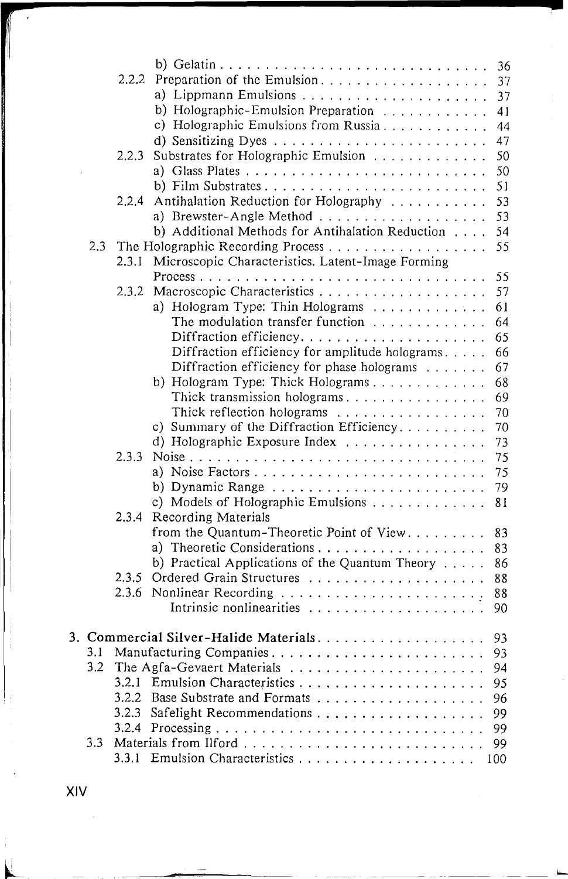b) Gelatin . . . . . . . . . . . . . . . . . . . . . . . . . . . . . . 36

2.2.2 Preparation of the Emulsion . . . . . . . . . . . . . . . . . . . 37

a) Lippmann Emulsions . . . . . . . . . . . . . . . . . . . . . 37

b) Holographic-Emulsion Preparation . . . . . . . . . . . . 41

c) Holographic Emulsions from Russia . . . . . . . . . . . . 44

d) Sensitizing Dyes . . . . . . . . . . . . . . . . . . . . . . . . 47

2.2.3 Substrates for Holographic Emulsion . . . . . . . . . . . . . 50

a) Glass Plates . . . . . . . . . . . . . . . . . . . . . . . . . . . 50

b) Film Substrates . . . . . . . . . . . . . . . . . . . . . . . . . 51

2.2.4 Antihalation Reduction for Holography . . . . . . . . . . . 53

a) Brewster-Angle Method . . . . . . . . . . . . . . . . . . . 53

b) Additional Methods for Antihalation Reduction . . . . 54

2.3 The Holographic Recording Process . . . . . . . . . . . . . . . . . 55

2.3.1 Microscopic Characteristics. Latent-Image Forming Process . . . . . . . . . . . . . . . . . . . . . . . . . . . . . . . . 55

2.3.2 Macroscopic Characteristics . . . . . . . . . . . . . . . . . . . 57

a) Hologram Type: Thin Holograms . . . . . . . . . . . . . 61

The modulation transfer function . . . . . . . . . . . . . 64

Diffraction efficiency . . . . . . . . . . . . . . . . . . . . . 65

Diffraction efficiency for amplitude holograms . . . . . 66

Diffraction efficiency for phase holograms . . . . . . . 67

b) Hologram Type: Thick Holograms . . . . . . . . . . . . . 68

Thick transmission holograms . . . . . . . . . . . . . . . . 69

Thick reflection holograms . . . . . . . . . . . . . . . . . 70

c) Summary of the Diffraction Efficiency . . . . . . . . . . 70

d) Holographic Exposure Index . . . . . . . . . . . . . . . . 73

2.3.3 Noise . . . . . . . . . . . . . . . . . . . . . . . . . . . . . . . . . 75

a) Noise Factors . . . . . . . . . . . . . . . . . . . . . . . . . . 75

b) Dynamic Range . . . . . . . . . . . . . . . . . . . . . . . . 79

c) Models of Holographic Emulsions . . . . . . . . . . . . . 81

2.3.4 Recording Materials from the Quantum-Theoretic Point of View . . . . . . . . . 83

a) Theoretic Considerations . . . . . . . . . . . . . . . . . . . 83

b) Practical Applications of the Quantum Theory . . . . . 86

2.3.5 Ordered Grain Structures . . . . . . . . . . . . . . . . . . . . 88

2.3.6 Nonlinear Recording . . . . . . . . . . . . . . . . . . . . . . . 88

Intrinsic nonlinearities . . . . . . . . . . . . . . . . . . . . 90

**3. Commercial Silver-Halide Materials . . . . . . . . . . . . . . . . . . . 93**

3.1 Manufacturing Companies . . . . . . . . . . . . . . . . . . . . . . . 93

3.2 The Agfa-Gevaert Materials . . . . . . . . . . . . . . . . . . . . . 94

3.2.1 Emulsion Characteristics . . . . . . . . . . . . . . . . . . . . 95

3.2.2 Base Substrate and Formats . . . . . . . . . . . . . . . . . . 96

3.2.3 Safelight Recommendations . . . . . . . . . . . . . . . . . . 99

3.2.4 Processing . . . . . . . . . . . . . . . . . . . . . . . . . . . . . 99

3.3 Materials from Ilford . . . . . . . . . . . . . . . . . . . . . . . . . . 99

3.3.1 Emulsion Characteristics . . . . . . . . . . . . . . . . . . . . 100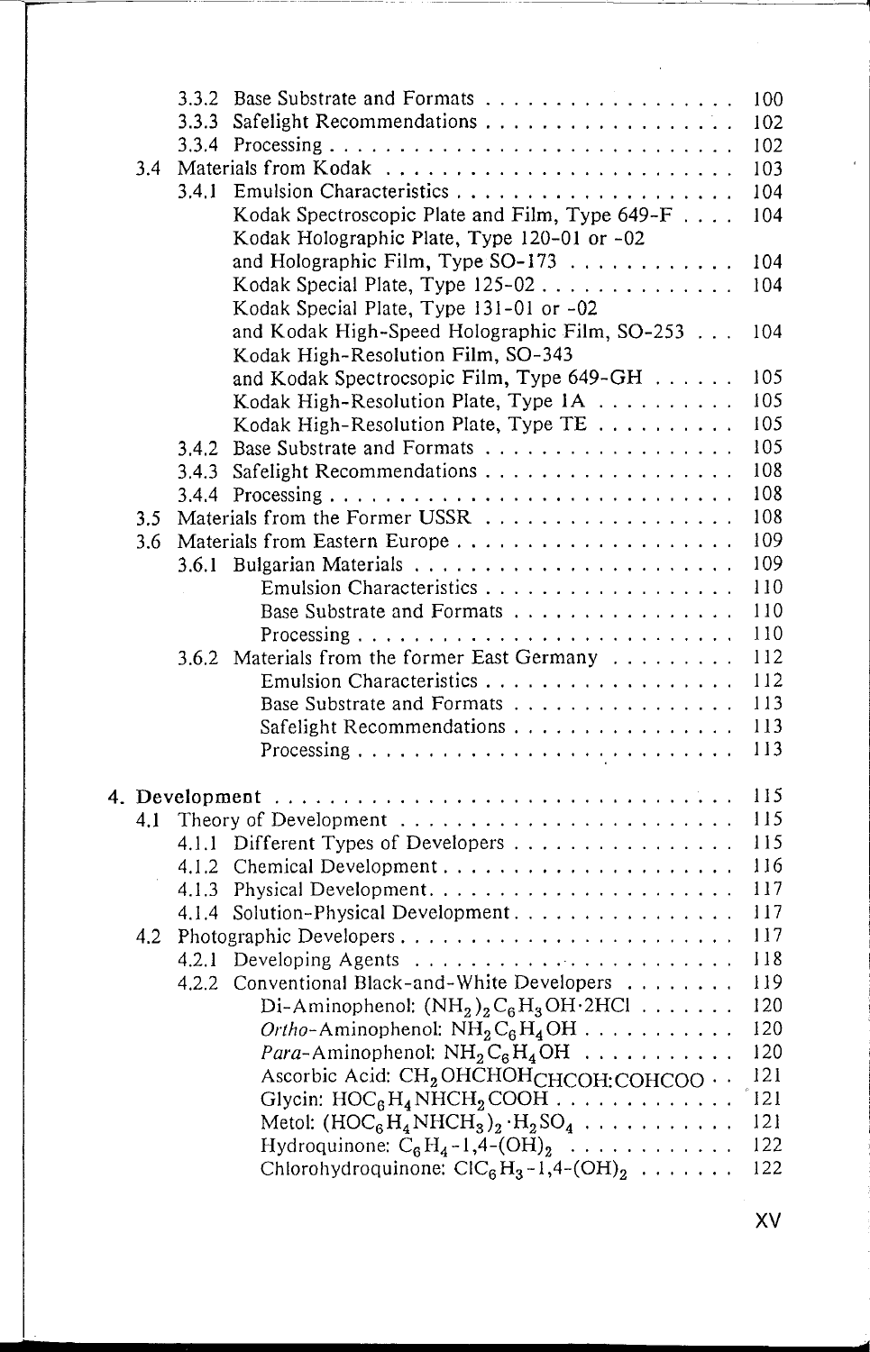- 3.3.2 Base Substrate and Formats . . . . . . . . . . . . . . . . . . 100
- 3.3.3 Safelight Recommendations . . . . . . . . . . . . . . . . . . 102
- 3.3.4 Processing . . . . . . . . . . . . . . . . . . . . . . . . . . . . 102

3.4 Materials from Kodak . . . . . . . . . . . . . . . . . . . . . . . . 103

- 3.4.1 Emulsion Characteristics . . . . . . . . . . . . . . . . . . . . 104
  - Kodak Spectroscopic Plate and Film, Type 649-F . . . . 104
  - Kodak Holographic Plate, Type 120-01 or -02 and Holographic Film, Type SO-173 . . . . . . . . . . . . 104
  - Kodak Special Plate, Type 125-02 . . . . . . . . . . . . . . 104
  - Kodak Special Plate, Type 131-01 or -02 and Kodak High-Speed Holographic Film, SO-253 . . . 104
  - Kodak High-Resolution Film, SO-343 and Kodak Spectrocsopic Film, Type 649-GH . . . . . . 105
  - Kodak High-Resolution Plate, Type 1A . . . . . . . . . . 105
  - Kodak High-Resolution Plate, Type TE . . . . . . . . . . 105
- 3.4.2 Base Substrate and Formats . . . . . . . . . . . . . . . . . . 105
- 3.4.3 Safelight Recommendations . . . . . . . . . . . . . . . . . . 108
- 3.4.4 Processing . . . . . . . . . . . . . . . . . . . . . . . . . . . . 108

3.5 Materials from the Former USSR . . . . . . . . . . . . . . . . . . 108

3.6 Materials from Eastern Europe . . . . . . . . . . . . . . . . . . . . 109

- 3.6.1 Bulgarian Materials . . . . . . . . . . . . . . . . . . . . . . . 109
  - Emulsion Characteristics . . . . . . . . . . . . . . . . . . 110
  - Base Substrate and Formats . . . . . . . . . . . . . . . . 110
  - Processing . . . . . . . . . . . . . . . . . . . . . . . . . . . 110
- 3.6.2 Materials from the former East Germany . . . . . . . . . 112
  - Emulsion Characteristics . . . . . . . . . . . . . . . . . . 112
  - Base Substrate and Formats . . . . . . . . . . . . . . . . 113
  - Safelight Recommendations . . . . . . . . . . . . . . . . 113
  - Processing . . . . . . . . . . . . . . . . . . . . . . . . . . . 113

4. Development . . . . . . . . . . . . . . . . . . . . . . . . . . . . . . . . 115

4.1 Theory of Development . . . . . . . . . . . . . . . . . . . . . . . . 115

- 4.1.1 Different Types of Developers . . . . . . . . . . . . . . . . 115
- 4.1.2 Chemical Development . . . . . . . . . . . . . . . . . . . . . 116
- 4.1.3 Physical Development . . . . . . . . . . . . . . . . . . . . . . 117
- 4.1.4 Solution-Physical Development . . . . . . . . . . . . . . . . 117

4.2 Photographic Developers . . . . . . . . . . . . . . . . . . . . . . . . 117

- 4.2.1 Developing Agents . . . . . . . . . . . . . . . . . . . . . . . . 118
- 4.2.2 Conventional Black-and-White Developers . . . . . . . . 119
  - Di-Aminophenol: $(NH_2)_2C_6H_3OH \cdot 2HCl$ . . . . . . . 120
  - *Ortho*-Aminophenol: $NH_2C_6H_4OH$ . . . . . . . . . . . 120
  - *Para*-Aminophenol: $NH_2C_6H_4OH$ . . . . . . . . . . . 120
  - Ascorbic Acid: $CH_2OHCHOH_{CHCOH:COHCOO}$ . . 121
  - Glycin: $HOC_6H_4NHCH_2COOH$ . . . . . . . . . . . . . 121
  - Metol: $(HOC_6H_4NHCH_3)_2 \cdot H_2SO_4$ . . . . . . . . . . . 121
  - Hydroquinone: $C_6H_4$-1,4-$(OH)_2$ . . . . . . . . . . . . 122
  - Chlorohydroquinone: $ClC_6H_3$-1,4-$(OH)_2$ . . . . . . . 122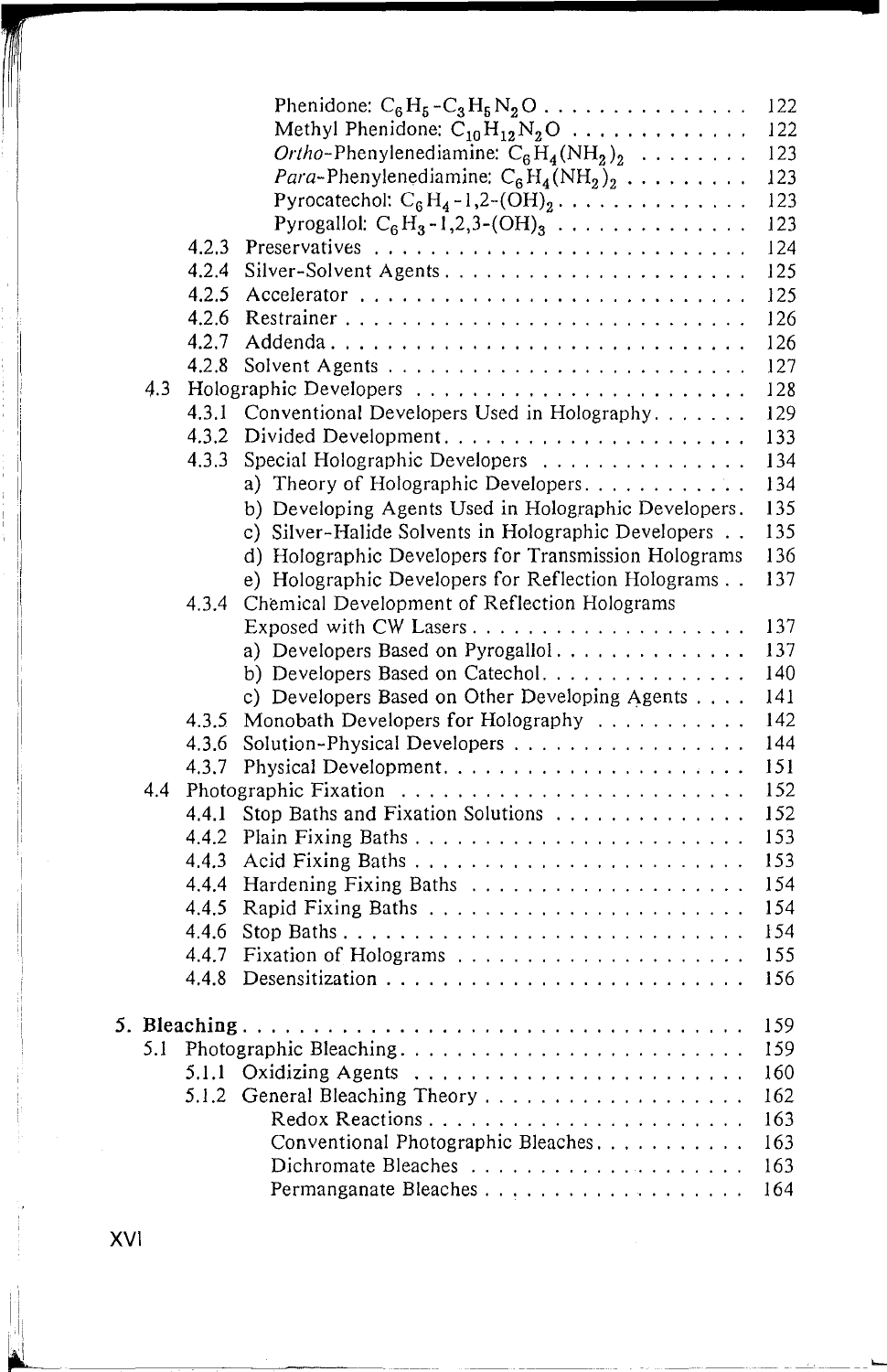Phenidone: $C_6H_5$-$C_3H_5N_2O$ . . . . . . . . . . . . . . . 122
Methyl Phenidone: $C_{10}H_{12}N_2O$ . . . . . . . . . . . . . 122
*Ortho*-Phenylenediamine: $C_6H_4(NH_2)_2$ . . . . . . . . 123
*Para*-Phenylenediamine: $C_6H_4(NH_2)_2$ . . . . . . . . . 123
Pyrocatechol: $C_6H_4$-1,2-$(OH)_2$ . . . . . . . . . . . . . . 123
Pyrogallol: $C_6H_3$-1,2,3-$(OH)_3$ . . . . . . . . . . . . . . 123

4.2.3 Preservatives . . . . . . . . . . . . . . . . . . . . . . . . . 124
4.2.4 Silver-Solvent Agents . . . . . . . . . . . . . . . . . . . . . 125
4.2.5 Accelerator . . . . . . . . . . . . . . . . . . . . . . . . . . 125
4.2.6 Restrainer . . . . . . . . . . . . . . . . . . . . . . . . . . . 126
4.2.7 Addenda . . . . . . . . . . . . . . . . . . . . . . . . . . . . 126
4.2.8 Solvent Agents . . . . . . . . . . . . . . . . . . . . . . . . 127

4.3 Holographic Developers . . . . . . . . . . . . . . . . . . . . . . 128
4.3.1 Conventional Developers Used in Holography . . . . . . . 129
4.3.2 Divided Development . . . . . . . . . . . . . . . . . . . . . 133
4.3.3 Special Holographic Developers . . . . . . . . . . . . . . . 134
a) Theory of Holographic Developers . . . . . . . . . . . . 134
b) Developing Agents Used in Holographic Developers . 135
c) Silver-Halide Solvents in Holographic Developers . . 135
d) Holographic Developers for Transmission Holograms 136
e) Holographic Developers for Reflection Holograms . . 137
4.3.4 Chemical Development of Reflection Holograms Exposed with CW Lasers . . . . . . . . . . . . . . . . . . . . 137
a) Developers Based on Pyrogallol . . . . . . . . . . . . . . 137
b) Developers Based on Catechol . . . . . . . . . . . . . . . 140
c) Developers Based on Other Developing Agents . . . . 141
4.3.5 Monobath Developers for Holography . . . . . . . . . . . 142
4.3.6 Solution-Physical Developers . . . . . . . . . . . . . . . . . 144
4.3.7 Physical Development . . . . . . . . . . . . . . . . . . . . . 151

4.4 Photographic Fixation . . . . . . . . . . . . . . . . . . . . . . . 152
4.4.1 Stop Baths and Fixation Solutions . . . . . . . . . . . . . . 152
4.4.2 Plain Fixing Baths . . . . . . . . . . . . . . . . . . . . . . . 153
4.4.3 Acid Fixing Baths . . . . . . . . . . . . . . . . . . . . . . . 153
4.4.4 Hardening Fixing Baths . . . . . . . . . . . . . . . . . . . . 154
4.4.5 Rapid Fixing Baths . . . . . . . . . . . . . . . . . . . . . . 154
4.4.6 Stop Baths . . . . . . . . . . . . . . . . . . . . . . . . . . . 154
4.4.7 Fixation of Holograms . . . . . . . . . . . . . . . . . . . . 155
4.4.8 Desensitization . . . . . . . . . . . . . . . . . . . . . . . . . 156

**5. Bleaching** . . . . . . . . . . . . . . . . . . . . . . . . . . . . . . 159

5.1 Photographic Bleaching . . . . . . . . . . . . . . . . . . . . . . . 159
5.1.1 Oxidizing Agents . . . . . . . . . . . . . . . . . . . . . . . 160
5.1.2 General Bleaching Theory . . . . . . . . . . . . . . . . . . 162
Redox Reactions . . . . . . . . . . . . . . . . . . . . . . . 163
Conventional Photographic Bleaches . . . . . . . . . . . 163
Dichromate Bleaches . . . . . . . . . . . . . . . . . . . . 163
Permanganate Bleaches . . . . . . . . . . . . . . . . . . . 164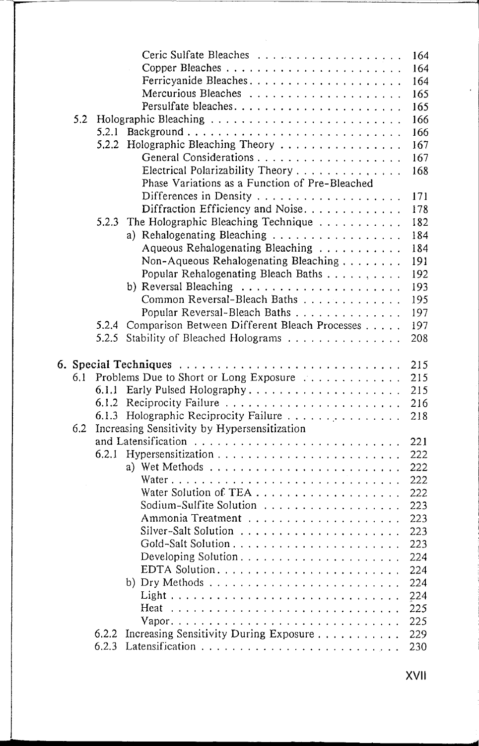Ceric Sulfate Bleaches . . . . . . . . . . . . . . . . . . 164
Copper Bleaches . . . . . . . . . . . . . . . . . . . . . . . 164
Ferricyanide Bleaches . . . . . . . . . . . . . . . . . . . . 164
Mercurious Bleaches . . . . . . . . . . . . . . . . . . . 165
Persulfate bleaches . . . . . . . . . . . . . . . . . . . . . 165

5.2 Holographic Bleaching . . . . . . . . . . . . . . . . . . . . . . . . . 166
5.2.1 Background . . . . . . . . . . . . . . . . . . . . . . . . . . . . 166
5.2.2 Holographic Bleaching Theory . . . . . . . . . . . . . . . . 167
General Considerations . . . . . . . . . . . . . . . . . . . 167
Electrical Polarizability Theory . . . . . . . . . . . . . . 168
Phase Variations as a Function of Pre-Bleached Differences in Density . . . . . . . . . . . . . . . . . . 171
Diffraction Efficiency and Noise . . . . . . . . . . . . . 178
5.2.3 The Holographic Bleaching Technique . . . . . . . . . . . 182
a) Rehalogenating Bleaching . . . . . . . . . . . . . . . . . 184
Aqueous Rehalogenating Bleaching . . . . . . . . . . . 184
Non-Aqueous Rehalogenating Bleaching . . . . . . . . 191
Popular Rehalogenating Bleach Baths . . . . . . . . . . 192
b) Reversal Bleaching . . . . . . . . . . . . . . . . . . . . . 193
Common Reversal-Bleach Baths . . . . . . . . . . . . . 195
Popular Reversal-Bleach Baths . . . . . . . . . . . . . . 197
5.2.4 Comparison Between Different Bleach Processes . . . . . 197
5.2.5 Stability of Bleached Holograms . . . . . . . . . . . . . . . 208

**6. Special Techniques** . . . . . . . . . . . . . . . . . . . . . . . . . . . . 215
6.1 Problems Due to Short or Long Exposure . . . . . . . . . . . . 215
6.1.1 Early Pulsed Holography . . . . . . . . . . . . . . . . . . . . 215
6.1.2 Reciprocity Failure . . . . . . . . . . . . . . . . . . . . . . . 216
6.1.3 Holographic Reciprocity Failure . . . . . . . . . . . . . . . 218
6.2 Increasing Sensitivity by Hypersensitization and Latensification . . . . . . . . . . . . . . . . . . . . . . . . . . . 221
6.2.1 Hypersensitization . . . . . . . . . . . . . . . . . . . . . . . . 222
a) Wet Methods . . . . . . . . . . . . . . . . . . . . . . . . . 222
Water . . . . . . . . . . . . . . . . . . . . . . . . . . . . . . 222
Water Solution of TEA . . . . . . . . . . . . . . . . . . . 222
Sodium-Sulfite Solution . . . . . . . . . . . . . . . . . . 223
Ammonia Treatment . . . . . . . . . . . . . . . . . . . . 223
Silver-Salt Solution . . . . . . . . . . . . . . . . . . . . . 223
Gold-Salt Solution . . . . . . . . . . . . . . . . . . . . . . 223
Developing Solution . . . . . . . . . . . . . . . . . . . . . 224
EDTA Solution . . . . . . . . . . . . . . . . . . . . . . . . 224
b) Dry Methods . . . . . . . . . . . . . . . . . . . . . . . . . 224
Light . . . . . . . . . . . . . . . . . . . . . . . . . . . . . . 224
Heat . . . . . . . . . . . . . . . . . . . . . . . . . . . . . . . 225
Vapor . . . . . . . . . . . . . . . . . . . . . . . . . . . . . . 225
6.2.2 Increasing Sensitivity During Exposure . . . . . . . . . . . 229
6.2.3 Latensification . . . . . . . . . . . . . . . . . . . . . . . . . . 230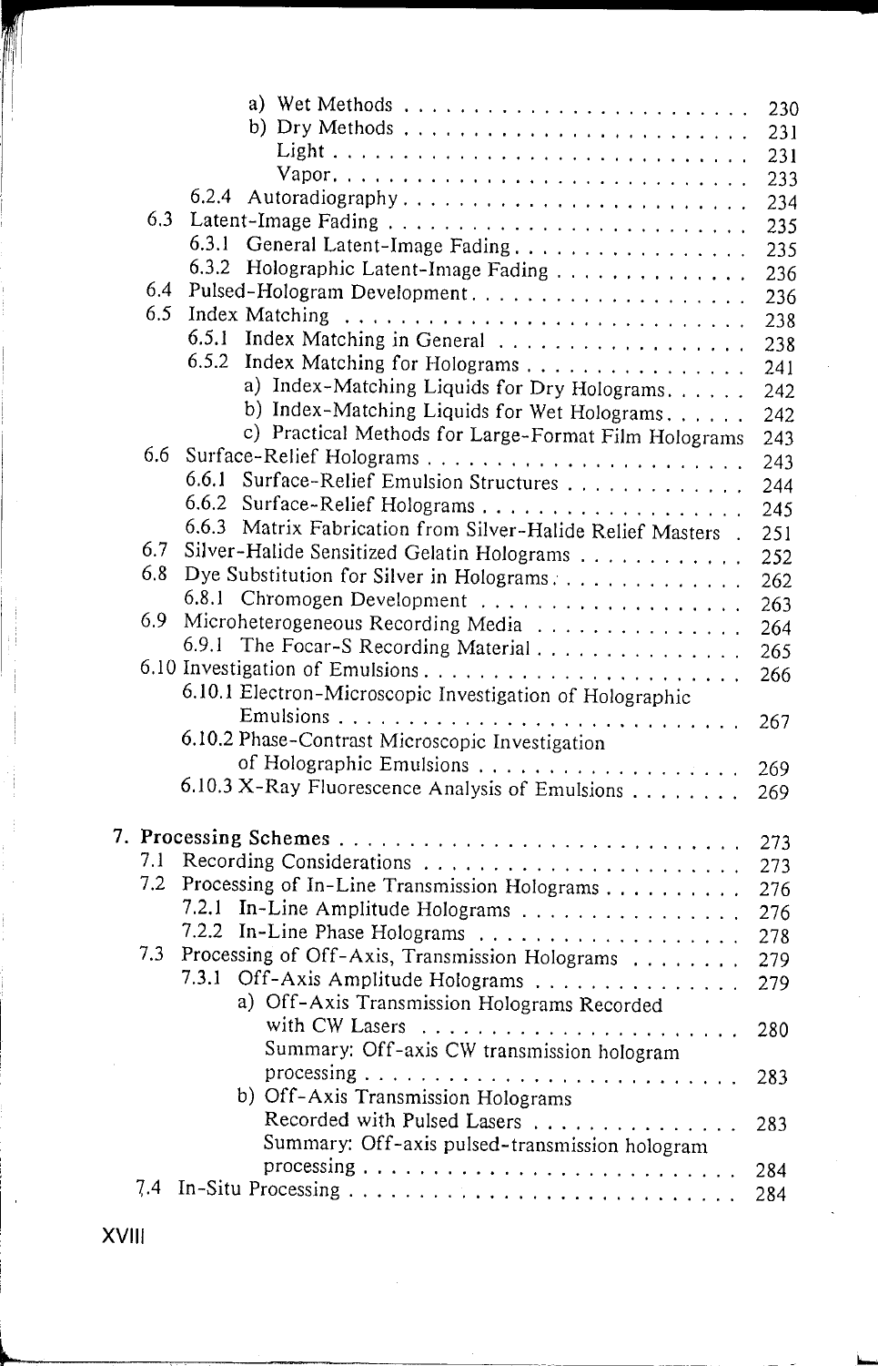a) Wet Methods . . . . . . . . . . . . . . . . . . . . . . . . 230
b) Dry Methods . . . . . . . . . . . . . . . . . . . . . . . . 231
Light . . . . . . . . . . . . . . . . . . . . . . . . . . . . 231
Vapor . . . . . . . . . . . . . . . . . . . . . . . . . . . . 233

6.2.4 Autoradiography . . . . . . . . . . . . . . . . . . . . . . . . 234

6.3 Latent-Image Fading . . . . . . . . . . . . . . . . . . . . . . . . 235
6.3.1 General Latent-Image Fading . . . . . . . . . . . . . . . . . . 235
6.3.2 Holographic Latent-Image Fading . . . . . . . . . . . . . . 236

6.4 Pulsed-Hologram Development . . . . . . . . . . . . . . . . . . 236

6.5 Index Matching . . . . . . . . . . . . . . . . . . . . . . . . . . . 238
6.5.1 Index Matching in General . . . . . . . . . . . . . . . . . . 238
6.5.2 Index Matching for Holograms . . . . . . . . . . . . . . . . 241
a) Index-Matching Liquids for Dry Holograms . . . . . . 242
b) Index-Matching Liquids for Wet Holograms . . . . . . 242
c) Practical Methods for Large-Format Film Holograms 243

6.6 Surface-Relief Holograms . . . . . . . . . . . . . . . . . . . . . . 243
6.6.1 Surface-Relief Emulsion Structures . . . . . . . . . . . . . 244
6.6.2 Surface-Relief Holograms . . . . . . . . . . . . . . . . . . . 245
6.6.3 Matrix Fabrication from Silver-Halide Relief Masters . 251

6.7 Silver-Halide Sensitized Gelatin Holograms . . . . . . . . . . . 252

6.8 Dye Substitution for Silver in Holograms . . . . . . . . . . . . 262
6.8.1 Chromogen Development . . . . . . . . . . . . . . . . . . . 263

6.9 Microheterogeneous Recording Media . . . . . . . . . . . . . . 264
6.9.1 The Focar-S Recording Material . . . . . . . . . . . . . . . 265

6.10 Investigation of Emulsions . . . . . . . . . . . . . . . . . . . . . 266
6.10.1 Electron-Microscopic Investigation of Holographic Emulsions . . . . . . . . . . . . . . . . . . . . . . . . . . . . 267
6.10.2 Phase-Contrast Microscopic Investigation of Holographic Emulsions . . . . . . . . . . . . . . . . . . . . 269
6.10.3 X-Ray Fluorescence Analysis of Emulsions . . . . . . . . 269

**7. Processing Schemes** . . . . . . . . . . . . . . . . . . . . . . . . . . 273

7.1 Recording Considerations . . . . . . . . . . . . . . . . . . . . . . 273

7.2 Processing of In-Line Transmission Holograms . . . . . . . . . 276
7.2.1 In-Line Amplitude Holograms . . . . . . . . . . . . . . . . 276
7.2.2 In-Line Phase Holograms . . . . . . . . . . . . . . . . . . . 278

7.3 Processing of Off-Axis, Transmission Holograms . . . . . . . . 279
7.3.1 Off-Axis Amplitude Holograms . . . . . . . . . . . . . . . 279
a) Off-Axis Transmission Holograms Recorded with CW Lasers . . . . . . . . . . . . . . . . . . . . . . . 280
Summary: Off-axis CW transmission hologram processing . . . . . . . . . . . . . . . . . . . . . . . . . . 283
b) Off-Axis Transmission Holograms Recorded with Pulsed Lasers . . . . . . . . . . . . . . . 283
Summary: Off-axis pulsed-transmission hologram processing . . . . . . . . . . . . . . . . . . . . . . . . . . 284

7.4 In-Situ Processing . . . . . . . . . . . . . . . . . . . . . . . . . . 284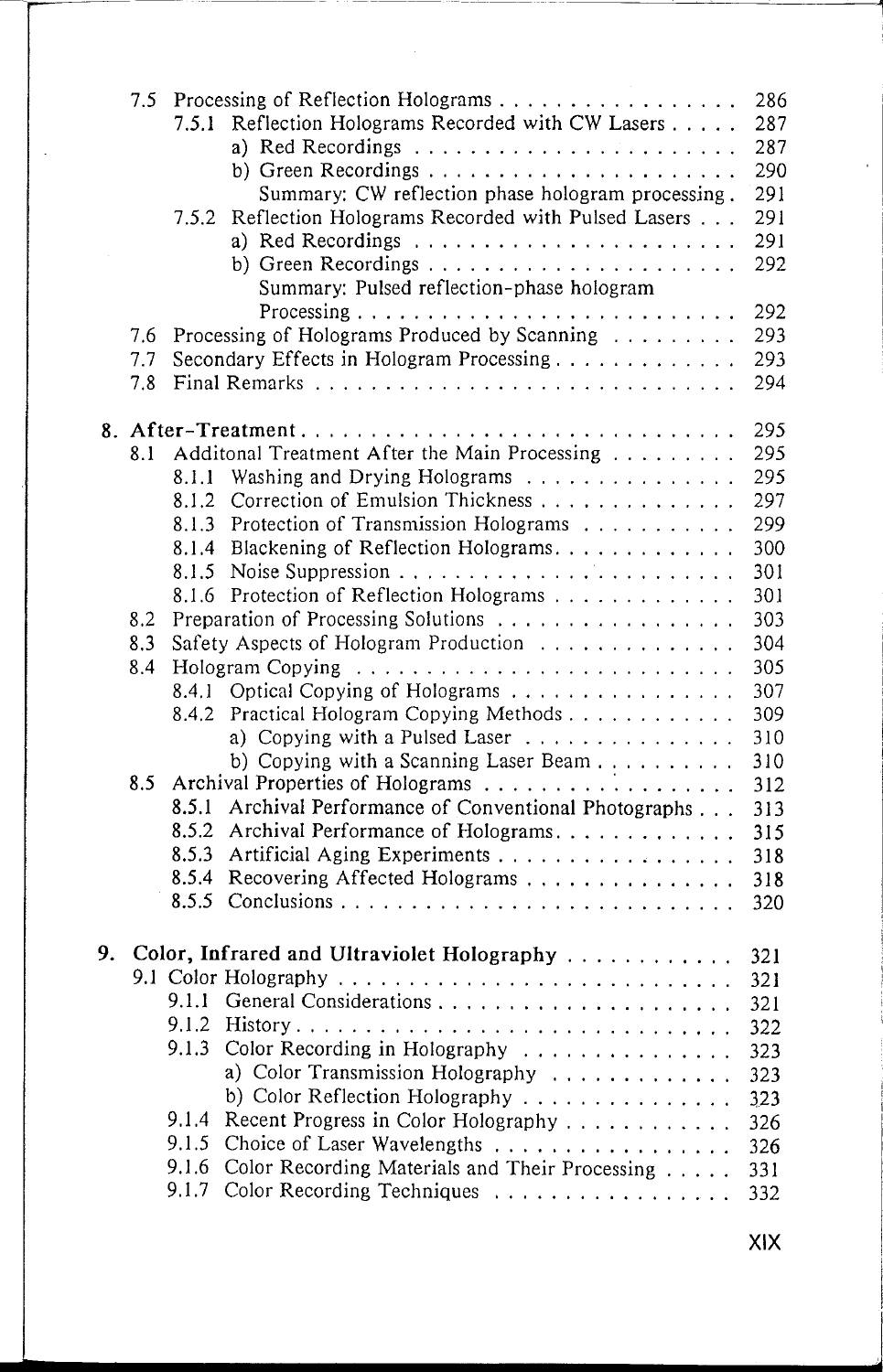- 7.5 Processing of Reflection Holograms . . . . . . . . . . . . . . . . 286
  - 7.5.1 Reflection Holograms Recorded with CW Lasers . . . . . 287
    - a) Red Recordings . . . . . . . . . . . . . . . . . . . . . . 287
    - b) Green Recordings . . . . . . . . . . . . . . . . . . . . . 290
    - Summary: CW reflection phase hologram processing . 291
  - 7.5.2 Reflection Holograms Recorded with Pulsed Lasers . . . 291
    - a) Red Recordings . . . . . . . . . . . . . . . . . . . . . . 291
    - b) Green Recordings . . . . . . . . . . . . . . . . . . . . . 292
    - Summary: Pulsed reflection-phase hologram Processing . . . . . . . . . . . . . . . . . . . . . . . . . . 292
- 7.6 Processing of Holograms Produced by Scanning . . . . . . . . . 293
- 7.7 Secondary Effects in Hologram Processing . . . . . . . . . . . . . 293
- 7.8 Final Remarks . . . . . . . . . . . . . . . . . . . . . . . . . . . . . 294

**8. After-Treatment** . . . . . . . . . . . . . . . . . . . . . . . . . . . . . 295

- 8.1 Additonal Treatment After the Main Processing . . . . . . . . . 295
  - 8.1.1 Washing and Drying Holograms . . . . . . . . . . . . . . . 295
  - 8.1.2 Correction of Emulsion Thickness . . . . . . . . . . . . . . 297
  - 8.1.3 Protection of Transmission Holograms . . . . . . . . . . . 299
  - 8.1.4 Blackening of Reflection Holograms. . . . . . . . . . . . . 300
  - 8.1.5 Noise Suppression . . . . . . . . . . . . . . . . . . . . . . . 301
  - 8.1.6 Protection of Reflection Holograms . . . . . . . . . . . . . 301
- 8.2 Preparation of Processing Solutions . . . . . . . . . . . . . . . . 303
- 8.3 Safety Aspects of Hologram Production . . . . . . . . . . . . . . 304
- 8.4 Hologram Copying . . . . . . . . . . . . . . . . . . . . . . . . . . 305
  - 8.4.1 Optical Copying of Holograms . . . . . . . . . . . . . . . . 307
  - 8.4.2 Practical Hologram Copying Methods . . . . . . . . . . . . 309
    - a) Copying with a Pulsed Laser . . . . . . . . . . . . . . . 310
    - b) Copying with a Scanning Laser Beam . . . . . . . . . . 310
- 8.5 Archival Properties of Holograms . . . . . . . . . . . . . . . . . 312
  - 8.5.1 Archival Performance of Conventional Photographs . . . 313
  - 8.5.2 Archival Performance of Holograms. . . . . . . . . . . . . 315
  - 8.5.3 Artificial Aging Experiments . . . . . . . . . . . . . . . . . 318
  - 8.5.4 Recovering Affected Holograms . . . . . . . . . . . . . . . 318
  - 8.5.5 Conclusions . . . . . . . . . . . . . . . . . . . . . . . . . . 320

**9. Color, Infrared and Ultraviolet Holography** . . . . . . . . . . . . 321

- 9.1 Color Holography . . . . . . . . . . . . . . . . . . . . . . . . . . . 321
  - 9.1.1 General Considerations . . . . . . . . . . . . . . . . . . . . 321
  - 9.1.2 History . . . . . . . . . . . . . . . . . . . . . . . . . . . . . . 322
  - 9.1.3 Color Recording in Holography . . . . . . . . . . . . . . . 323
    - a) Color Transmission Holography . . . . . . . . . . . . . 323
    - b) Color Reflection Holography . . . . . . . . . . . . . . . 323
  - 9.1.4 Recent Progress in Color Holography . . . . . . . . . . . . 326
  - 9.1.5 Choice of Laser Wavelengths . . . . . . . . . . . . . . . . . 326
  - 9.1.6 Color Recording Materials and Their Processing . . . . . 331
  - 9.1.7 Color Recording Techniques . . . . . . . . . . . . . . . . . 332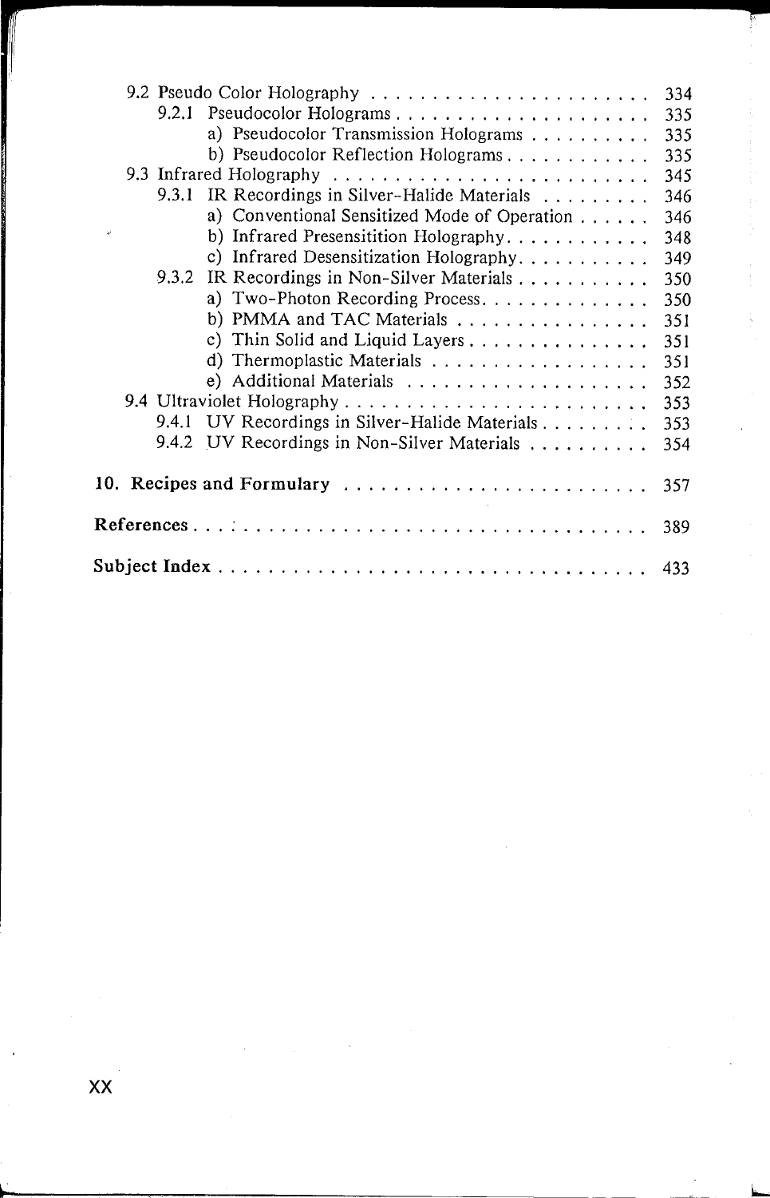9.2 Pseudo Color Holography . . . . . . . . . . . . . . . . . . . . . . 334
  9.2.1 Pseudocolor Holograms . . . . . . . . . . . . . . . . . . . . . 335
    a) Pseudocolor Transmission Holograms . . . . . . . . . . 335
    b) Pseudocolor Reflection Holograms . . . . . . . . . . . . 335
9.3 Infrared Holography . . . . . . . . . . . . . . . . . . . . . . . . . 345
  9.3.1 IR Recordings in Silver-Halide Materials . . . . . . . . . 346
    a) Conventional Sensitized Mode of Operation . . . . . . 346
    b) Infrared Presensitition Holography . . . . . . . . . . . . 348
    c) Infrared Desensitization Holography . . . . . . . . . . . 349
  9.3.2 IR Recordings in Non-Silver Materials . . . . . . . . . . . 350
    a) Two-Photon Recording Process . . . . . . . . . . . . . . 350
    b) PMMA and TAC Materials . . . . . . . . . . . . . . . . 351
    c) Thin Solid and Liquid Layers . . . . . . . . . . . . . . . 351
    d) Thermoplastic Materials . . . . . . . . . . . . . . . . . . 351
    e) Additional Materials . . . . . . . . . . . . . . . . . . . . 352
9.4 Ultraviolet Holography . . . . . . . . . . . . . . . . . . . . . . . . 353
  9.4.1 UV Recordings in Silver-Halide Materials . . . . . . . . . 353
  9.4.2 UV Recordings in Non-Silver Materials . . . . . . . . . . 354

**10. Recipes and Formulary** . . . . . . . . . . . . . . . . . . . . . . . 357

**References** . . . . . . . . . . . . . . . . . . . . . . . . . . . . . . . . . . 389

**Subject Index** . . . . . . . . . . . . . . . . . . . . . . . . . . . . . . . . 433